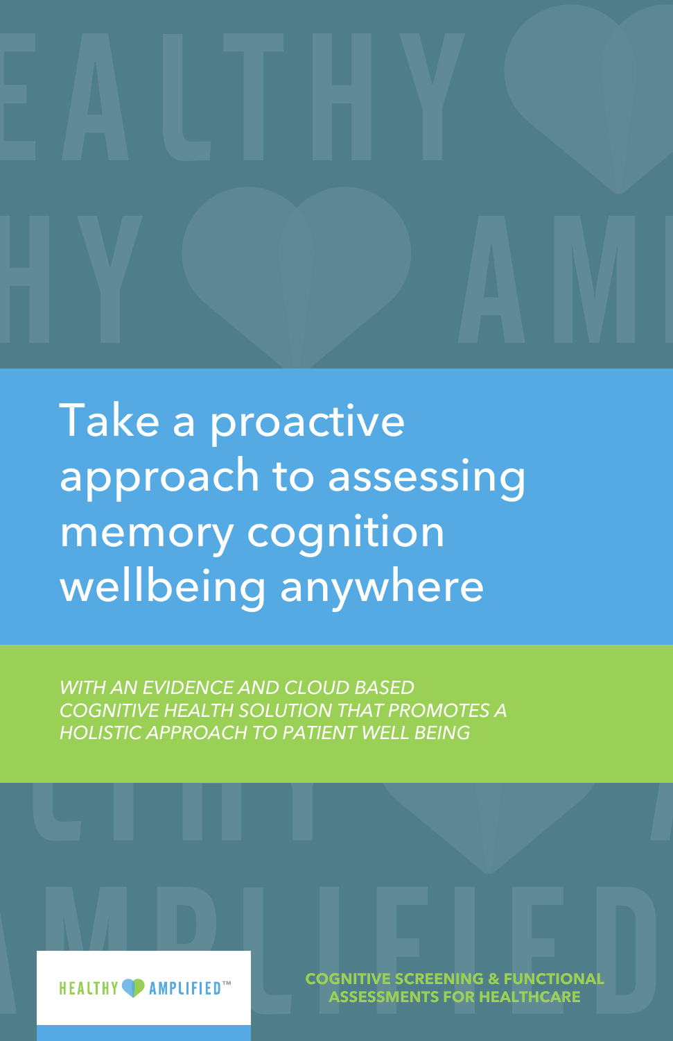# Take a proactive approach to assessing memory cognition wellbeing anywhere

*WITH AN EVIDENCE AND CLOUD BASED COGNITIVE HEALTH SOLUTION THAT PROMOTES A HOLISTIC APPROACH TO PATIENT WELL BEING*

HEALTHY AMPLIFIED™

**COGNITIVE SCREENING & FUNCTIONAL ASSESSMENTS FOR HEALTHCARE**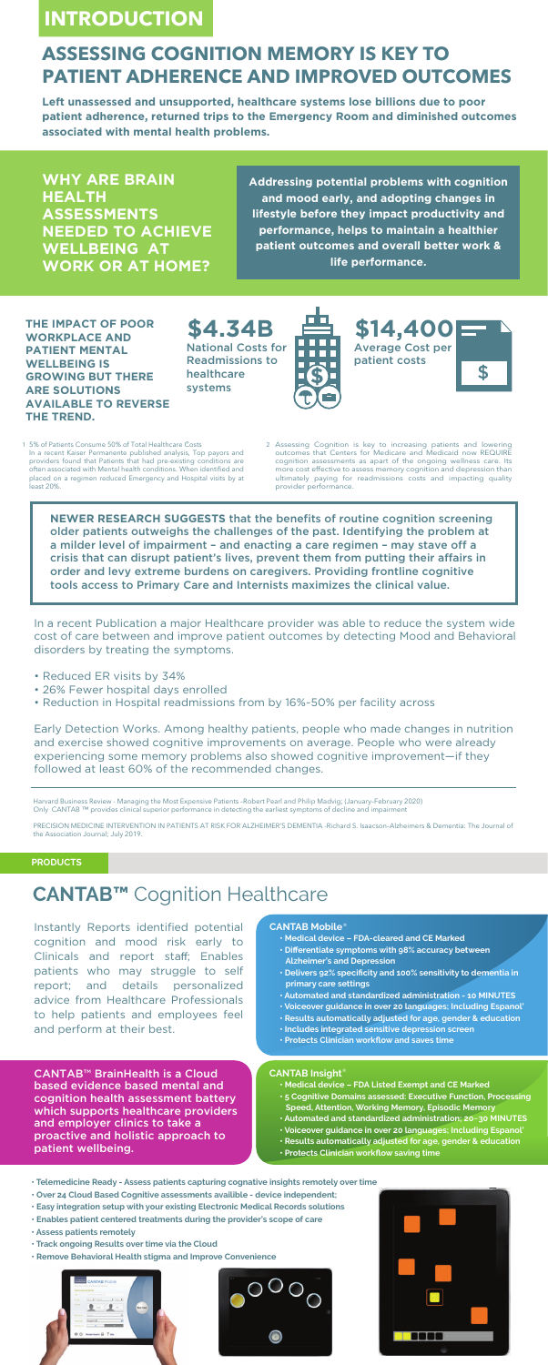# INTRODUCTION

## ASSESSING COGNITION MEMORY IS KEY TO PATIENT ADHERENCE AND IMPROVED OUTCOMES

**Left unassessed and unsupported, healthcare systems lose billions due to poor patient adherence, returned trips to the Emergency Room and diminished outcomes associated with mental health problems.**

### WHY ARE BRAIN HEALTH ASSESSMENTS NEEDED TO ACHIEVE WELLBEING AT WORK OR AT HOME?

**Addressing potential problems with cognition and mood early, and adopting changes in lifestyle before they impact productivity and performance, helps to maintain a healthier patient outcomes and overall better work & life performance.**

**THE IMPACT OF POOR WORKPLACE AND PATIENT MENTAL WELLBEING IS GROWING BUT THERE ARE SOLUTIONS AVAILABLE TO REVERSE THE TREND.**

**$4.34B**
National Costs for Readmissions to healthcare systems

**$14,400**
Average Cost per patient costs

1. 5% of Patients Consume 50% of Total Healthcare Costs
In a recent Kaiser Permanente published analysis, Top payors and providers found that Patients that had pre-existing conditions are often associated with Mental health conditions. When identified and placed on a regimen reduced Emergency and Hospital visits by at least 20%.

2. Assessing Cognition is key to increasing patients and lowering outcomes that Centers for Medicare and Medicaid now REQUIRE cognition assessments as apart of the ongoing wellness care. Its more cost effective to assess memory cognition and depression than ultimately paying for readmissions costs and impacting quality provider performance.

**NEWER RESEARCH SUGGESTS that the benefits of routine cognition screening older patients outweighs the challenges of the past. Identifying the problem at a milder level of impairment – and enacting a care regimen – may stave off a crisis that can disrupt patient's lives, prevent them from putting their affairs in order and levy extreme burdens on caregivers. Providing frontline cognitive tools access to Primary Care and Internists maximizes the clinical value.**

In a recent Publication a major Healthcare provider was able to reduce the system wide cost of care between and improve patient outcomes by detecting Mood and Behavioral disorders by treating the symptoms.

- Reduced ER visits by 34%
- 26% Fewer hospital days enrolled
- Reduction in Hospital readmissions from by 16%-50% per facility across

Early Detection Works. Among healthy patients, people who made changes in nutrition and exercise showed cognitive improvements on average. People who were already experiencing some memory problems also showed cognitive improvement—if they followed at least 60% of the recommended changes.

Harvard Business Review - Managing the Most Expensive Patients -Robert Pearl and Philip Madvig; (January-February 2020)
Only CANTAB ™ provides clinical superior performance in detecting the earliest symptoms of decline and impairment

PRECISION MEDICINE INTERVENTION IN PATIENTS AT RISK FOR ALZHEIMER'S DEMENTIA -Richard S. Isaacson-Alzheimers & Dementia: The Journal of the Association Journal; July 2019.

# PRODUCTS

## CANTAB™ Cognition Healthcare

Instantly Reports identified potential cognition and mood risk early to Clinicals and report staff; Enables patients who may struggle to self report; and details personalized advice from Healthcare Professionals to help patients and employees feel and perform at their best.

**CANTAB™ BrainHealth is a Cloud based evidence based mental and cognition health assessment battery which supports healthcare providers and employer clinics to take a proactive and holistic approach to patient wellbeing.**

### CANTAB Mobile®

- Medical device – FDA-cleared and CE Marked
- Differentiate symptoms with 98% accuracy between Alzheimer's and Depression
- Delivers 92% specificity and 100% sensitivity to dementia in primary care settings
- Automated and standardized administration - 10 MINUTES
- Voiceover guidance in over 20 languages; Including Espanol'
- Results automatically adjusted for age, gender & education
- Includes integrated sensitive depression screen
- Protects Clinician workflow and saves time

### CANTAB Insight®

- Medical device – FDA Listed Exempt and CE Marked
- 5 Cognitive Domains assessed: Executive Function, Processing Speed, Attention, Working Memory, Episodic Memory
- Automated and standardized administration; 20–30 MINUTES
- Voiceover guidance in over 20 languages; Including Espanol'
- Results automatically adjusted for age, gender & education
- Protects Clinician workflow saving time

- Telemedicine Ready - Assess patients capturing cognative insights remotely over time
- Over 24 Cloud Based Cognitive assessments availible - device independent;
- Easy integration setup with your existing Electronic Medical Records solutions
- Enables patient centered treatments during the provider's scope of care
- Assess patients remotely
- Track ongoing Results over time via the Cloud
- Remove Behavioral Health stigma and Improve Convenience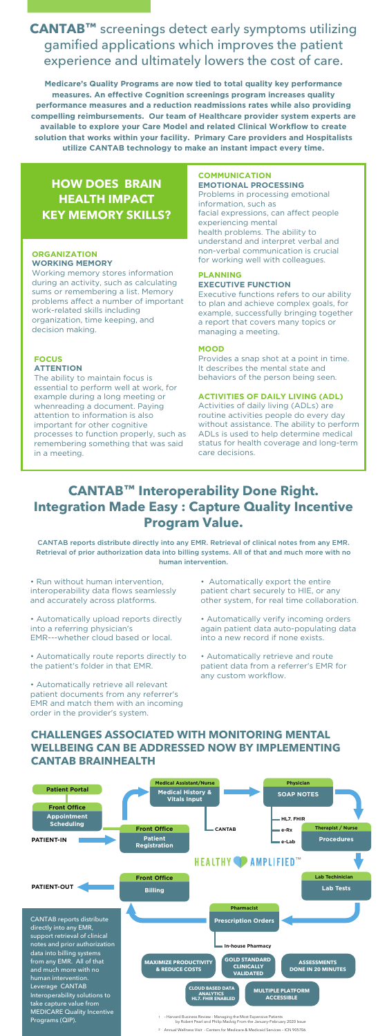## CANTAB™ screenings detect early symptoms utilizing gamified applications which improves the patient experience and ultimately lowers the cost of care.

**Medicare's Quality Programs are now tied to total quality key performance measures. An effective Cognition screenings program increases quality performance measures and a reduction readmissions rates while also providing compelling reimbursements. Our team of Healthcare provider system experts are available to explore your Care Model and related Clinical Workflow to create solution that works within your facility. Primary Care providers and Hospitalists utilize CANTAB technology to make an instant impact every time.**

## HOW DOES BRAIN HEALTH IMPACT KEY MEMORY SKILLS?

### ORGANIZATION
**WORKING MEMORY**

Working memory stores information during an activity, such as calculating sums or remembering a list. Memory problems affect a number of important work-related skills including organization, time keeping, and decision making.

### FOCUS
**ATTENTION**

The ability to maintain focus is essential to perform well at work, for example during a long meeting or whenreading a document. Paying attention to information is also important for other cognitive processes to function properly, such as remembering something that was said in a meeting.

### COMMUNICATION
**EMOTIONAL PROCESSING**

Problems in processing emotional information, such as facial expressions, can affect people experiencing mental health problems. The ability to understand and interpret verbal and non-verbal communication is crucial for working well with colleagues.

### PLANNING
**EXECUTIVE FUNCTION**

Executive functions refers to our ability to plan and achieve complex goals, for example, successfully bringing together a report that covers many topics or managing a meeting.

### MOOD

Provides a snap shot at a point in time. It describes the mental state and behaviors of the person being seen.

### ACTIVITIES OF DAILY LIVING (ADL)

Activities of daily living (ADLs) are routine activities people do every day without assistance. The ability to perform ADLs is used to help determine medical status for health coverage and long-term care decisions.

## CANTAB™ Interoperability Done Right. Integration Made Easy : Capture Quality Incentive Program Value.

CANTAB reports distribute directly into any EMR. Retrieval of clinical notes from any EMR. Retrieval of prior authorization data into billing systems. All of that and much more with no human intervention.

- Run without human intervention, interoperability data flows seamlessly and accurately across platforms.
- Automatically upload reports directly into a referring physician's EMR---whether cloud based or local.
- Automatically route reports directly to the patient's folder in that EMR.
- Automatically retrieve all relevant patient documents from any referrer's EMR and match them with an incoming order in the provider's system.
- Automatically export the entire patient chart securely to HIE, or any other system, for real time collaboration.
- Automatically verify incoming orders again patient data auto-populating data into a new record if none exists.
- Automatically retrieve and route patient data from a referrer's EMR for any custom workflow.

## CHALLENGES ASSOCIATED WITH MONITORING MENTAL WELLBEING CAN BE ADDRESSED NOW BY IMPLEMENTING CANTAB BRAINHEALTH

Patient Portal

Front Office
Appointment Scheduling

PATIENT-IN

Front Office
Patient Registration

Medical Assistant/Nurse
Medical History & Vitals Input

CANTAB

Physician
SOAP NOTES

HL7. FHIR

e-Rx

e-Lab

Therapist / Nurse
Procedures

HEALTHY AMPLIFIED™

Lab Techinician
Lab Tests

Front Office
Billing

PATIENT-OUT

Pharmacist
Prescription Orders

In-house Pharmacy

MAXIMIZE PRODUCTIVITY & REDUCE COSTS

GOLD STANDARD CLINICALLY VALIDATED

ASSESSMENTS DONE IN 20 MINUTES

CLOUD BASED DATA ANALYTICS HL7. FHIR ENABLED

MULTIPLE PLATFORM ACCESSIBLE

CANTAB reports distribute directly into any EMR, support retrieval of clinical notes and prior authorization data into billing systems from any EMR. All of that and much more with no human intervention. Leverage CANTAB Interoperability solutions to take capture value from MEDICARE Quality Incentive Programs (QIP).

1 - Harvard Business Review - Managing the Most Expensive Patients by Robert Pearl and Philip Madvig From the January-February 2020 Issue

2 Annual Wellness Visit - Centers for Medicare & Medicaid Services - ICN 905706